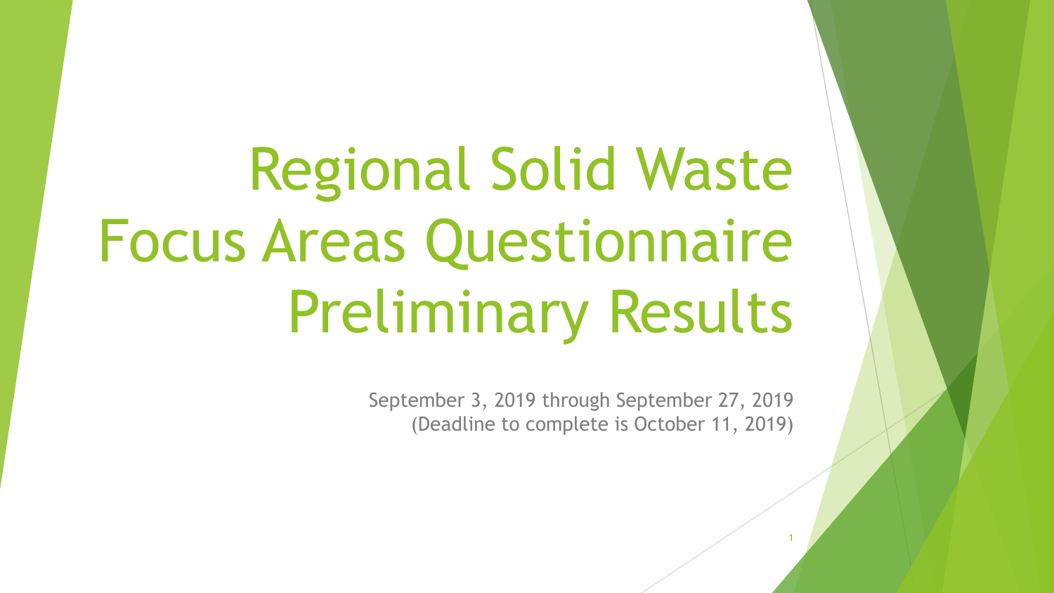# Regional Solid Waste Focus Areas Questionnaire Preliminary Results

September 3, 2019 through September 27, 2019
(Deadline to complete is October 11, 2019)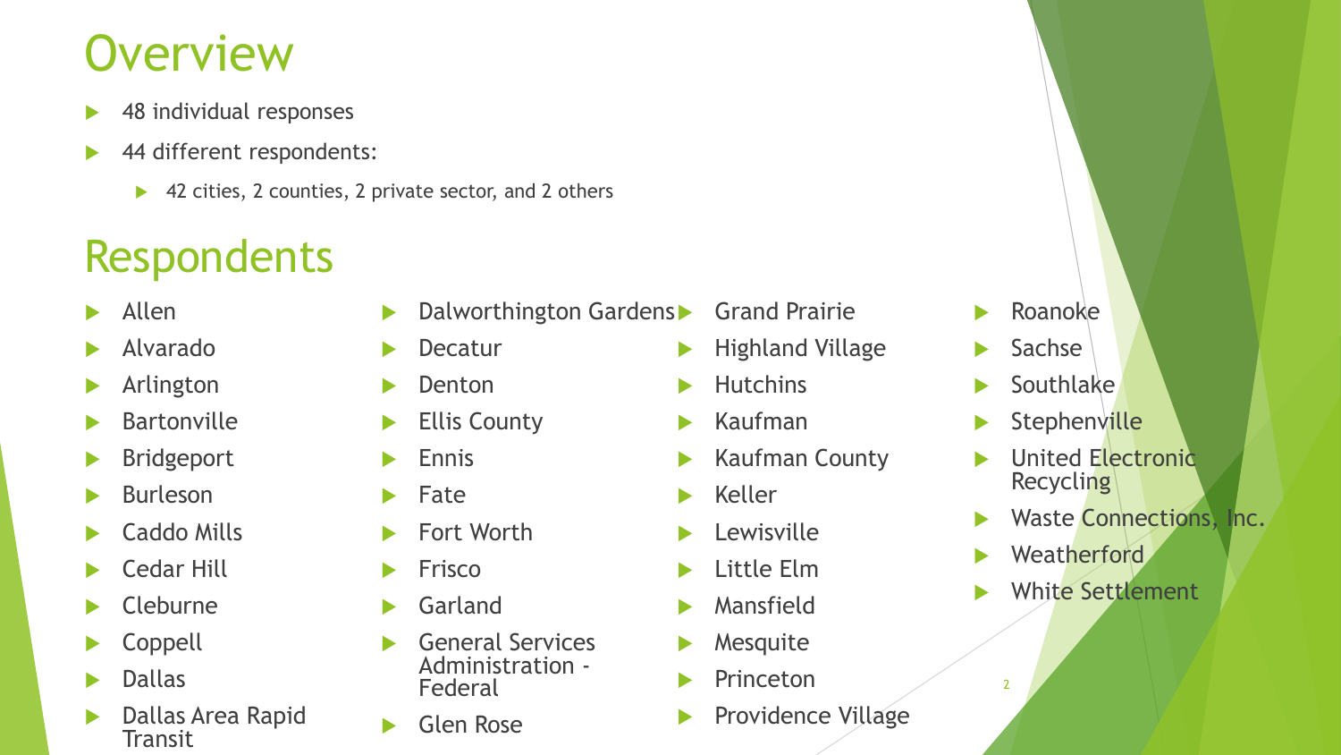# Overview

- 48 individual responses
- 44 different respondents:
  - 42 cities, 2 counties, 2 private sector, and 2 others

# Respondents

- Allen
- Alvarado
- Arlington
- Bartonville
- Bridgeport
- Burleson
- Caddo Mills
- Cedar Hill
- Cleburne
- Coppell
- Dallas
- Dallas Area Rapid Transit
- Dalworthington Gardens
- Decatur
- Denton
- Ellis County
- Ennis
- Fate
- Fort Worth
- Frisco
- Garland
- General Services Administration - Federal
- Glen Rose
- Grand Prairie
- Highland Village
- Hutchins
- Kaufman
- Kaufman County
- Keller
- Lewisville
- Little Elm
- Mansfield
- Mesquite
- Princeton
- Providence Village
- Roanoke
- Sachse
- Southlake
- Stephenville
- United Electronic Recycling
- Waste Connections, Inc.
- Weatherford
- White Settlement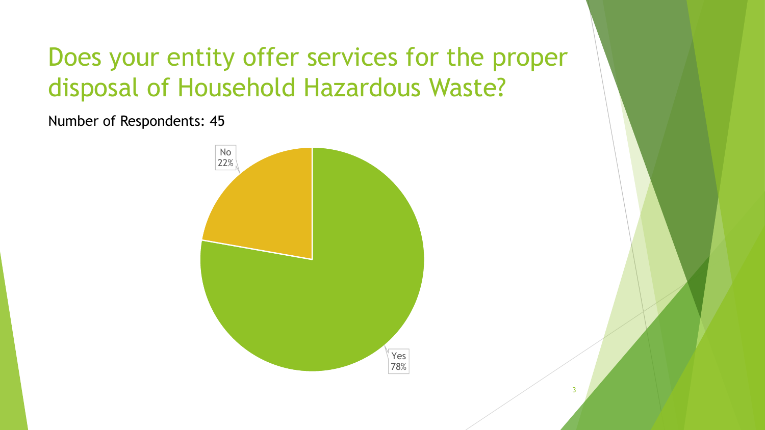# Does your entity offer services for the proper disposal of Household Hazardous Waste?

Number of Respondents: 45

No 22%

Yes 78%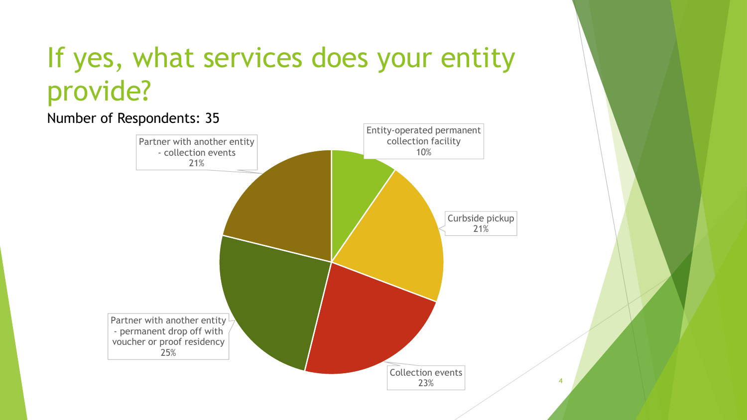# If yes, what services does your entity provide?

Number of Respondents: 35

| Service | Percentage |
| --- | --- |
| Entity-operated permanent collection facility | 10% |
| Curbside pickup | 21% |
| Collection events | 23% |
| Partner with another entity - permanent drop off with voucher or proof residency | 25% |
| Partner with another entity - collection events | 21% |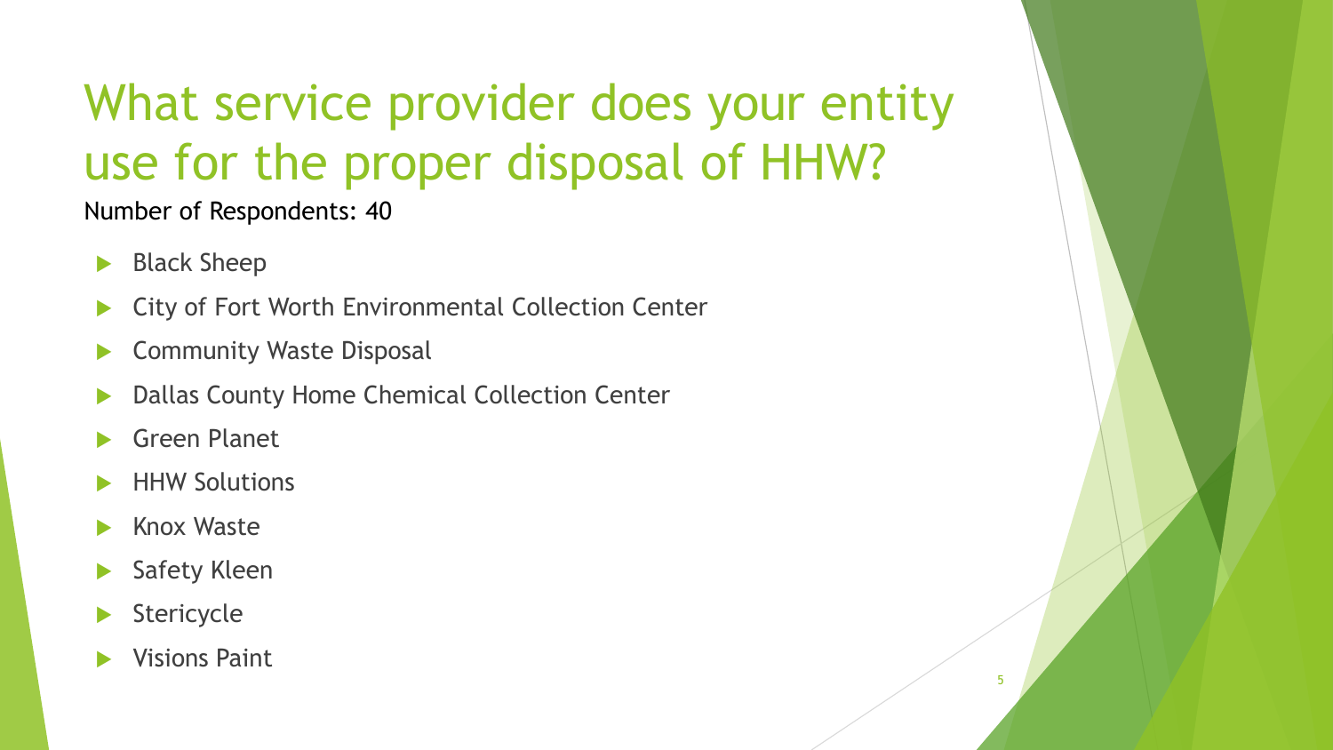# What service provider does your entity use for the proper disposal of HHW?

Number of Respondents: 40

- Black Sheep
- City of Fort Worth Environmental Collection Center
- Community Waste Disposal
- Dallas County Home Chemical Collection Center
- Green Planet
- HHW Solutions
- Knox Waste
- Safety Kleen
- Stericycle
- Visions Paint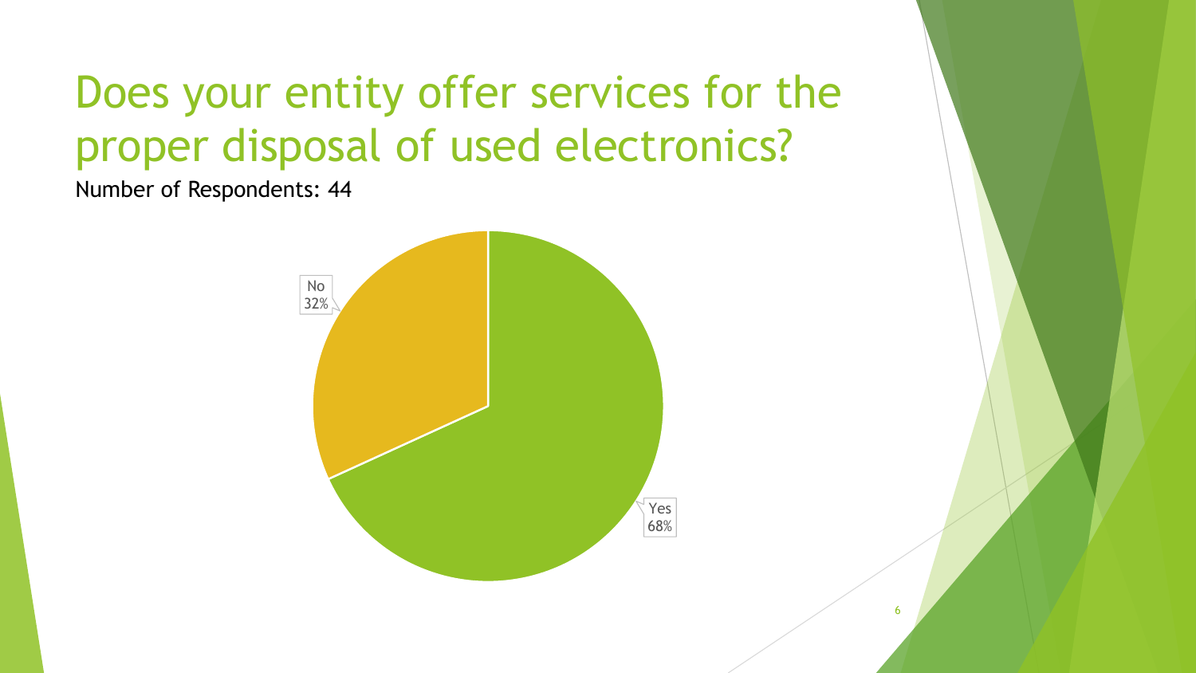# Does your entity offer services for the proper disposal of used electronics?

Number of Respondents: 44

No 32%

Yes 68%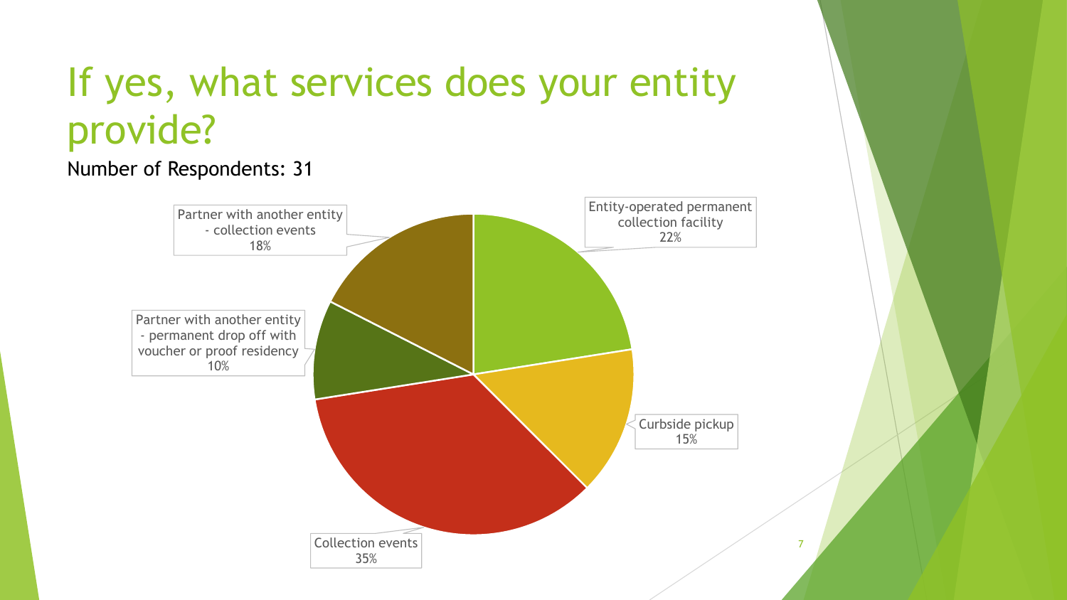# If yes, what services does your entity provide?

Number of Respondents: 31

| Service | Percentage |
| --- | --- |
| Entity-operated permanent collection facility | 22% |
| Curbside pickup | 15% |
| Collection events | 35% |
| Partner with another entity - permanent drop off with voucher or proof residency | 10% |
| Partner with another entity - collection events | 18% |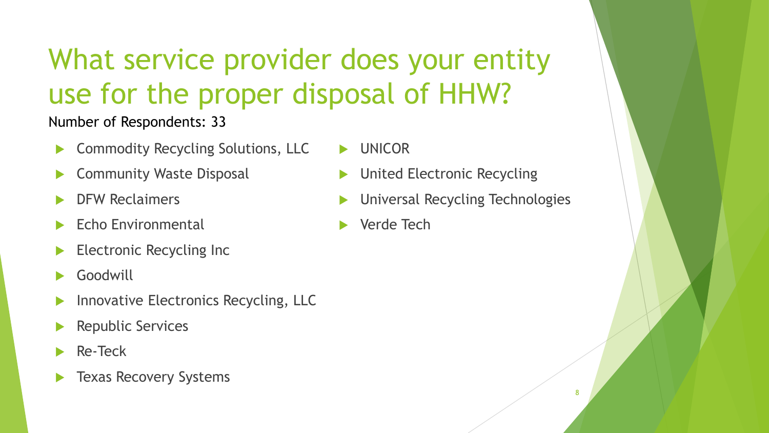# What service provider does your entity use for the proper disposal of HHW?

Number of Respondents: 33

- Commodity Recycling Solutions, LLC
- Community Waste Disposal
- DFW Reclaimers
- Echo Environmental
- Electronic Recycling Inc
- Goodwill
- Innovative Electronics Recycling, LLC
- Republic Services
- Re-Teck
- Texas Recovery Systems
- UNICOR
- United Electronic Recycling
- Universal Recycling Technologies
- Verde Tech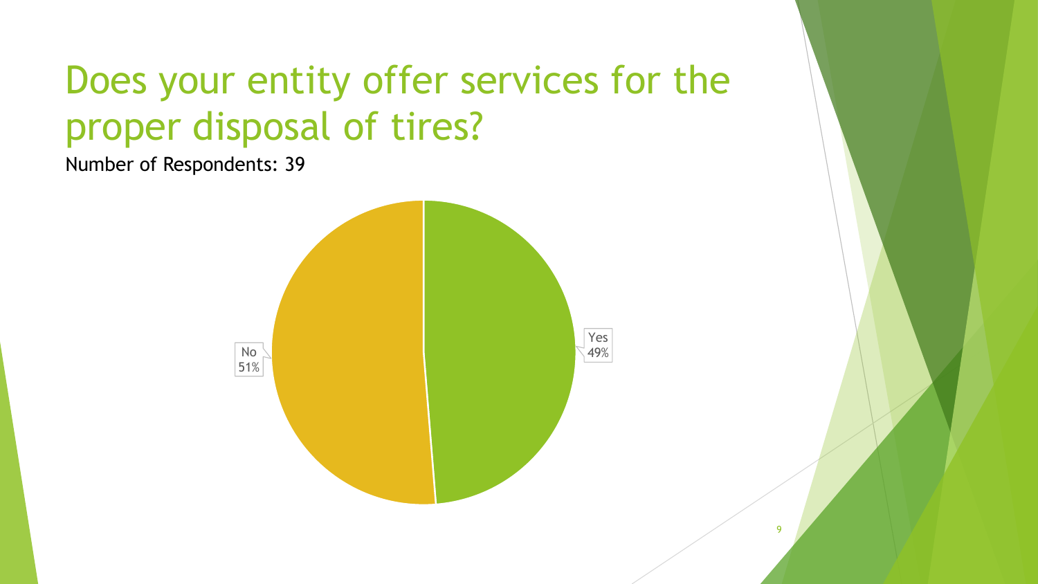# Does your entity offer services for the proper disposal of tires?

Number of Respondents: 39

No
51%

Yes
49%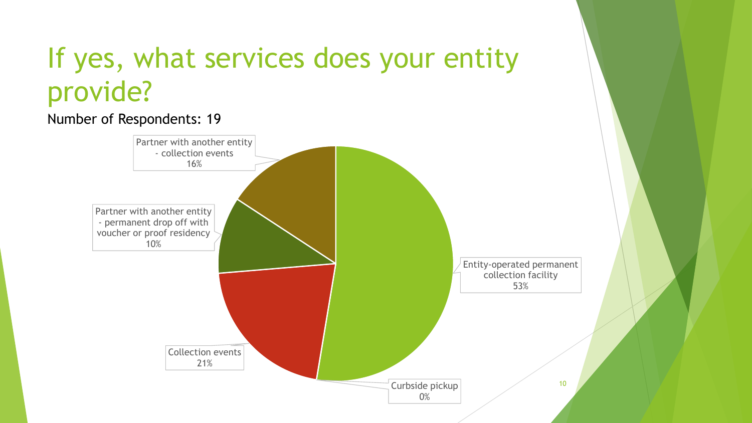# If yes, what services does your entity provide?

Number of Respondents: 19

| Service | Percentage |
| --- | --- |
| Entity-operated permanent collection facility | 53% |
| Curbside pickup | 0% |
| Collection events | 21% |
| Partner with another entity - permanent drop off with voucher or proof residency | 10% |
| Partner with another entity - collection events | 16% |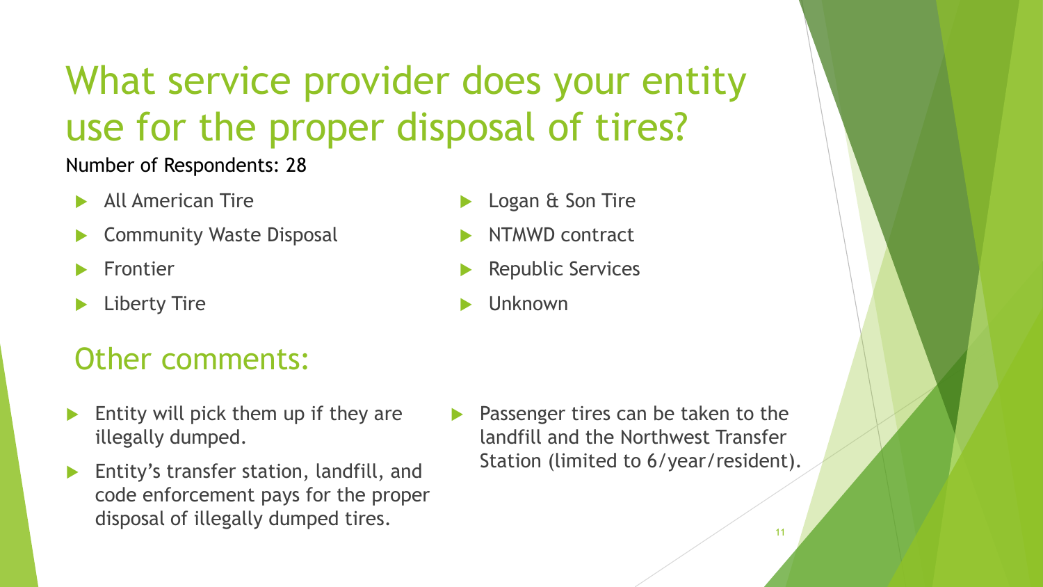# What service provider does your entity use for the proper disposal of tires?

Number of Respondents: 28

- All American Tire
- Community Waste Disposal
- Frontier
- Liberty Tire
- Logan & Son Tire
- NTMWD contract
- Republic Services
- Unknown

## Other comments:

- Entity will pick them up if they are illegally dumped.
- Entity's transfer station, landfill, and code enforcement pays for the proper disposal of illegally dumped tires.
- Passenger tires can be taken to the landfill and the Northwest Transfer Station (limited to 6/year/resident).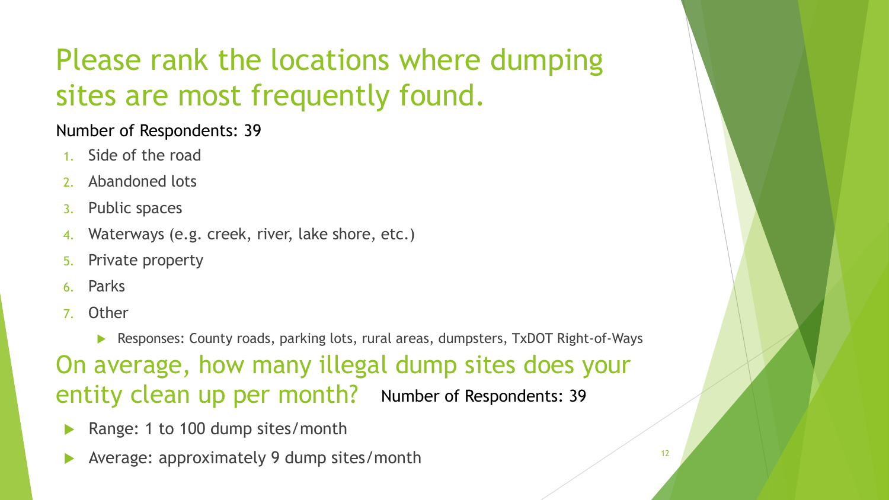# Please rank the locations where dumping sites are most frequently found.

Number of Respondents: 39

1. Side of the road
2. Abandoned lots
3. Public spaces
4. Waterways (e.g. creek, river, lake shore, etc.)
5. Private property
6. Parks
7. Other
   - Responses: County roads, parking lots, rural areas, dumpsters, TxDOT Right-of-Ways

# On average, how many illegal dump sites does your entity clean up per month?

Number of Respondents: 39

- Range: 1 to 100 dump sites/month
- Average: approximately 9 dump sites/month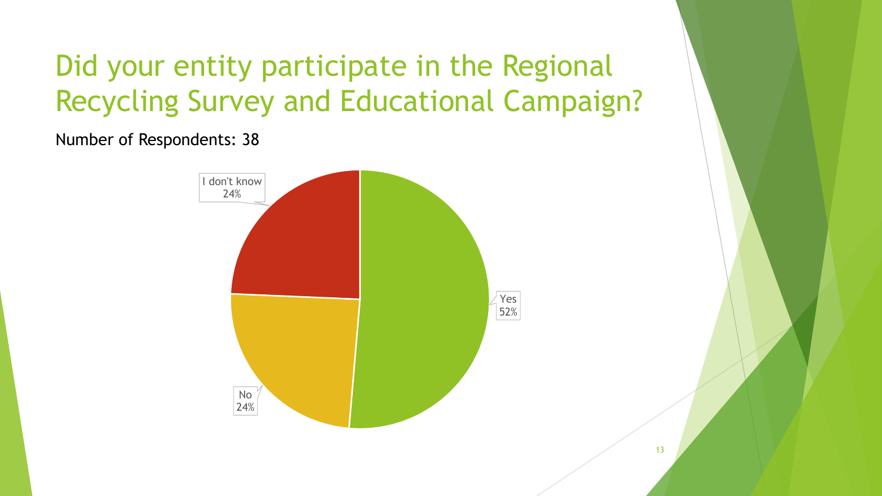# Did your entity participate in the Regional Recycling Survey and Educational Campaign?

Number of Respondents: 38

I don't know
24%

Yes
52%

No
24%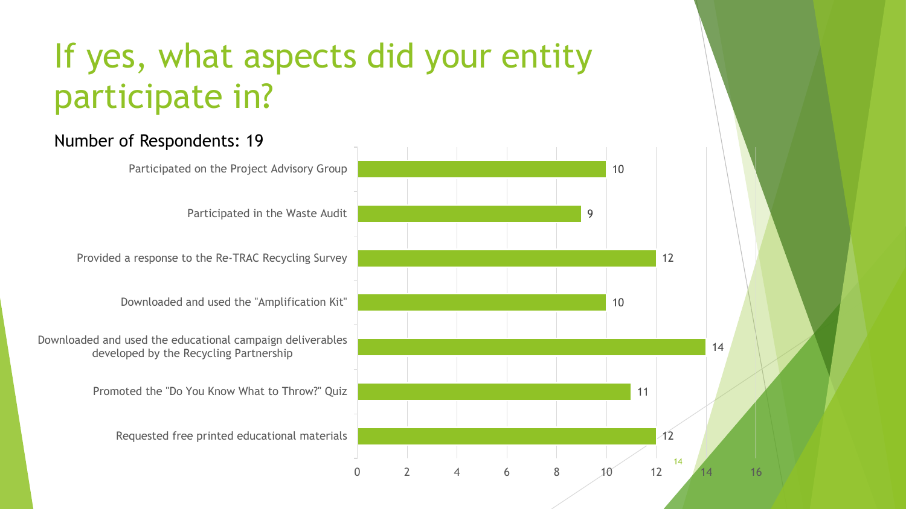# If yes, what aspects did your entity participate in?

Number of Respondents: 19

| Aspect | Count |
| --- | --- |
| Participated on the Project Advisory Group | 10 |
| Participated in the Waste Audit | 9 |
| Provided a response to the Re-TRAC Recycling Survey | 12 |
| Downloaded and used the "Amplification Kit" | 10 |
| Downloaded and used the educational campaign deliverables developed by the Recycling Partnership | 14 |
| Promoted the "Do You Know What to Throw?" Quiz | 11 |
| Requested free printed educational materials | 12 |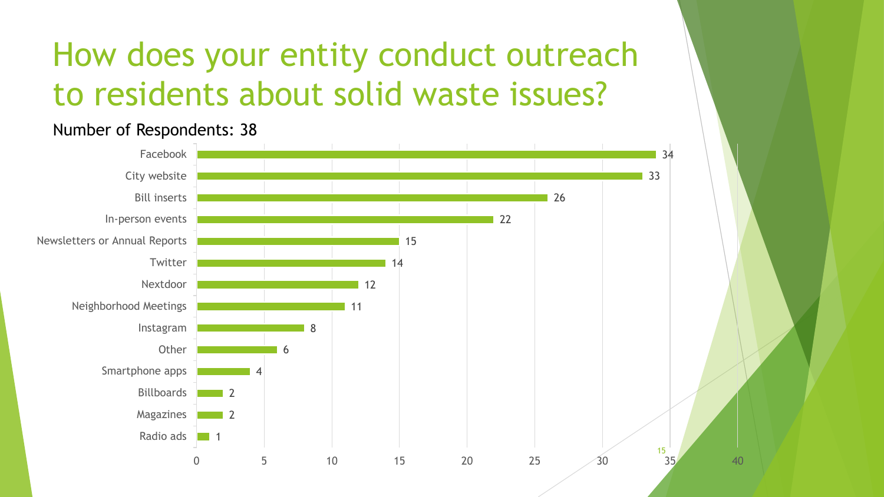# How does your entity conduct outreach to residents about solid waste issues?

Number of Respondents: 38

| Outreach method | Respondents |
| --- | --- |
| Facebook | 34 |
| City website | 33 |
| Bill inserts | 26 |
| In-person events | 22 |
| Newsletters or Annual Reports | 15 |
| Twitter | 14 |
| Nextdoor | 12 |
| Neighborhood Meetings | 11 |
| Instagram | 8 |
| Other | 6 |
| Smartphone apps | 4 |
| Billboards | 2 |
| Magazines | 2 |
| Radio ads | 1 |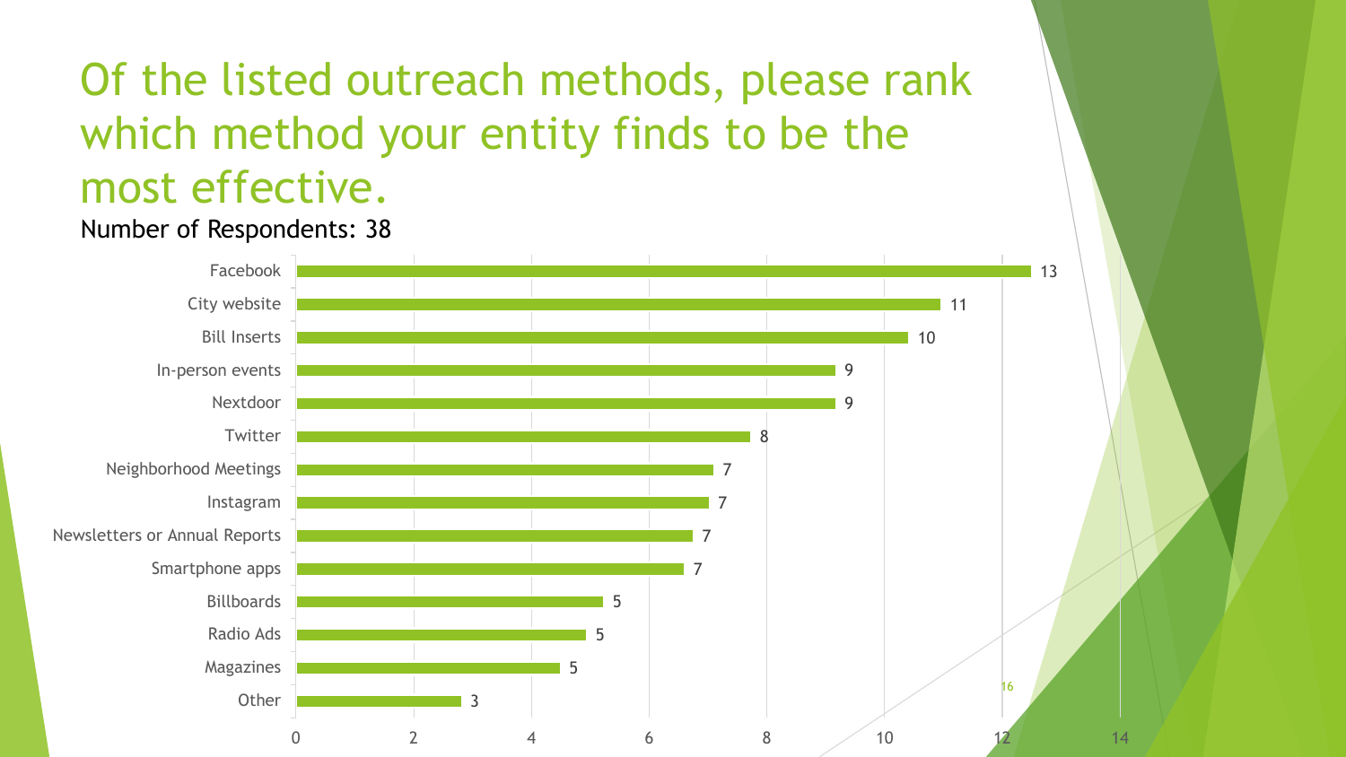# Of the listed outreach methods, please rank which method your entity finds to be the most effective.

Number of Respondents: 38

Facebook 13
City website 11
Bill Inserts 10
In-person events 9
Nextdoor 9
Twitter 8
Neighborhood Meetings 7
Instagram 7
Newsletters or Annual Reports 7
Smartphone apps 7
Billboards 5
Radio Ads 5
Magazines 5
Other 3

0 2 4 6 8 10 12 14